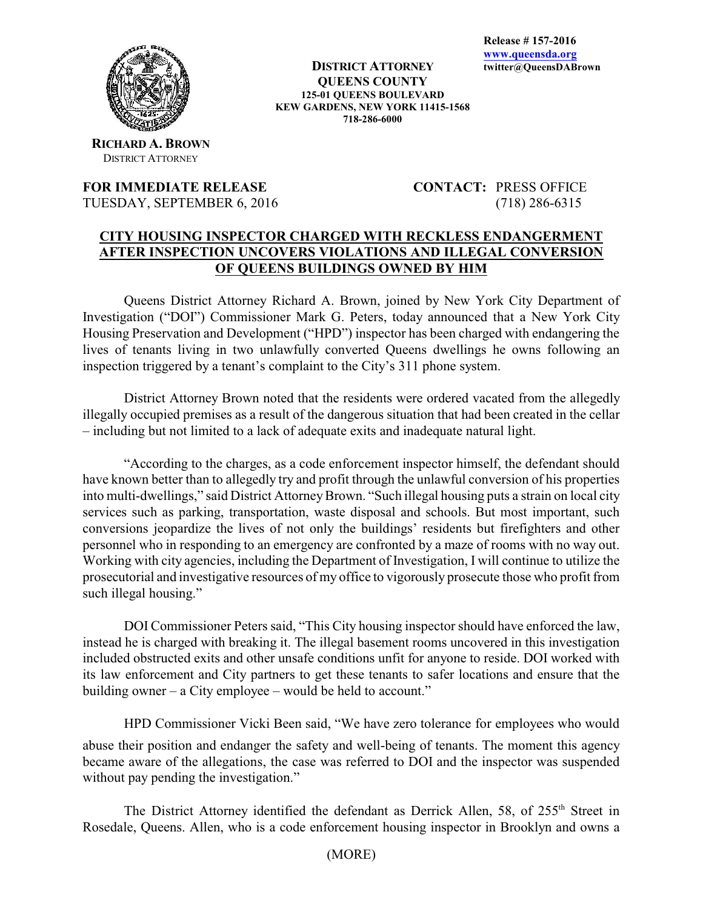Release # 157-2016
www.queensda.org
twitter@QueensDABrown

**DISTRICT ATTORNEY**
**QUEENS COUNTY**
**125-01 QUEENS BOULEVARD**
**KEW GARDENS, NEW YORK 11415-1568**
**718-286-6000**

**RICHARD A. BROWN**
DISTRICT ATTORNEY

**FOR IMMEDIATE RELEASE**
TUESDAY, SEPTEMBER 6, 2016

**CONTACT:** PRESS OFFICE
(718) 286-6315

# CITY HOUSING INSPECTOR CHARGED WITH RECKLESS ENDANGERMENT AFTER INSPECTION UNCOVERS VIOLATIONS AND ILLEGAL CONVERSION OF QUEENS BUILDINGS OWNED BY HIM

Queens District Attorney Richard A. Brown, joined by New York City Department of Investigation ("DOI") Commissioner Mark G. Peters, today announced that a New York City Housing Preservation and Development ("HPD") inspector has been charged with endangering the lives of tenants living in two unlawfully converted Queens dwellings he owns following an inspection triggered by a tenant's complaint to the City's 311 phone system.

District Attorney Brown noted that the residents were ordered vacated from the allegedly illegally occupied premises as a result of the dangerous situation that had been created in the cellar – including but not limited to a lack of adequate exits and inadequate natural light.

"According to the charges, as a code enforcement inspector himself, the defendant should have known better than to allegedly try and profit through the unlawful conversion of his properties into multi-dwellings," said District Attorney Brown. "Such illegal housing puts a strain on local city services such as parking, transportation, waste disposal and schools. But most important, such conversions jeopardize the lives of not only the buildings' residents but firefighters and other personnel who in responding to an emergency are confronted by a maze of rooms with no way out. Working with city agencies, including the Department of Investigation, I will continue to utilize the prosecutorial and investigative resources of my office to vigorously prosecute those who profit from such illegal housing."

DOI Commissioner Peters said, "This City housing inspector should have enforced the law, instead he is charged with breaking it. The illegal basement rooms uncovered in this investigation included obstructed exits and other unsafe conditions unfit for anyone to reside. DOI worked with its law enforcement and City partners to get these tenants to safer locations and ensure that the building owner – a City employee – would be held to account."

HPD Commissioner Vicki Been said, "We have zero tolerance for employees who would abuse their position and endanger the safety and well-being of tenants. The moment this agency became aware of the allegations, the case was referred to DOI and the inspector was suspended without pay pending the investigation."

The District Attorney identified the defendant as Derrick Allen, 58, of 255th Street in Rosedale, Queens. Allen, who is a code enforcement housing inspector in Brooklyn and owns a

(MORE)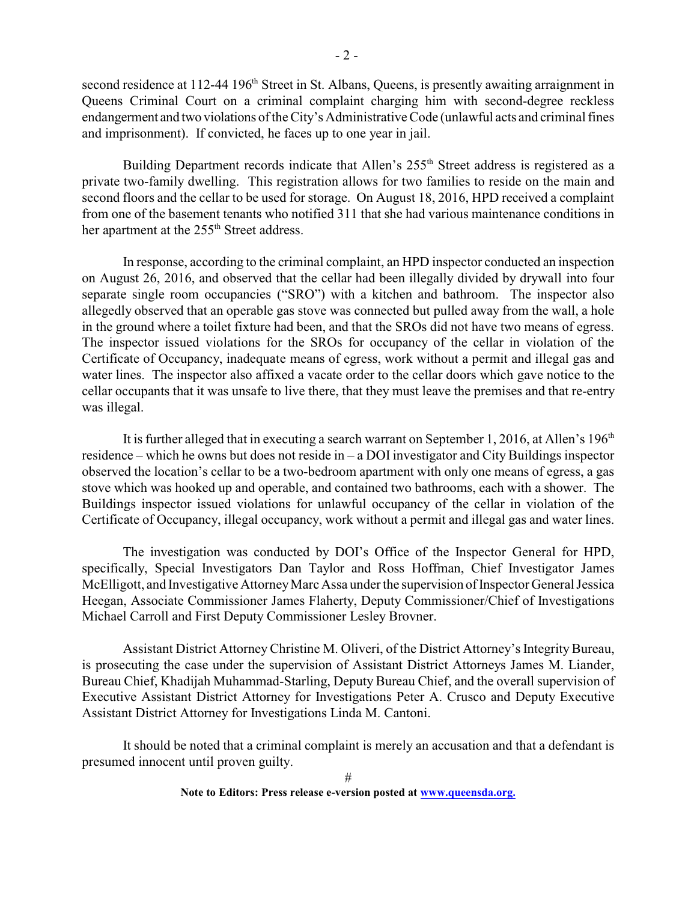second residence at 112-44 196th Street in St. Albans, Queens, is presently awaiting arraignment in Queens Criminal Court on a criminal complaint charging him with second-degree reckless endangerment and two violations of the City's Administrative Code (unlawful acts and criminal fines and imprisonment). If convicted, he faces up to one year in jail.

Building Department records indicate that Allen's 255th Street address is registered as a private two-family dwelling. This registration allows for two families to reside on the main and second floors and the cellar to be used for storage. On August 18, 2016, HPD received a complaint from one of the basement tenants who notified 311 that she had various maintenance conditions in her apartment at the 255th Street address.

In response, according to the criminal complaint, an HPD inspector conducted an inspection on August 26, 2016, and observed that the cellar had been illegally divided by drywall into four separate single room occupancies ("SRO") with a kitchen and bathroom. The inspector also allegedly observed that an operable gas stove was connected but pulled away from the wall, a hole in the ground where a toilet fixture had been, and that the SROs did not have two means of egress. The inspector issued violations for the SROs for occupancy of the cellar in violation of the Certificate of Occupancy, inadequate means of egress, work without a permit and illegal gas and water lines. The inspector also affixed a vacate order to the cellar doors which gave notice to the cellar occupants that it was unsafe to live there, that they must leave the premises and that re-entry was illegal.

It is further alleged that in executing a search warrant on September 1, 2016, at Allen's 196th residence – which he owns but does not reside in – a DOI investigator and City Buildings inspector observed the location's cellar to be a two-bedroom apartment with only one means of egress, a gas stove which was hooked up and operable, and contained two bathrooms, each with a shower. The Buildings inspector issued violations for unlawful occupancy of the cellar in violation of the Certificate of Occupancy, illegal occupancy, work without a permit and illegal gas and water lines.

The investigation was conducted by DOI's Office of the Inspector General for HPD, specifically, Special Investigators Dan Taylor and Ross Hoffman, Chief Investigator James McElligott, and Investigative Attorney Marc Assa under the supervision of Inspector General Jessica Heegan, Associate Commissioner James Flaherty, Deputy Commissioner/Chief of Investigations Michael Carroll and First Deputy Commissioner Lesley Brovner.

Assistant District Attorney Christine M. Oliveri, of the District Attorney's Integrity Bureau, is prosecuting the case under the supervision of Assistant District Attorneys James M. Liander, Bureau Chief, Khadijah Muhammad-Starling, Deputy Bureau Chief, and the overall supervision of Executive Assistant District Attorney for Investigations Peter A. Crusco and Deputy Executive Assistant District Attorney for Investigations Linda M. Cantoni.

It should be noted that a criminal complaint is merely an accusation and that a defendant is presumed innocent until proven guilty.

#

**Note to Editors: Press release e-version posted at www.queensda.org.**